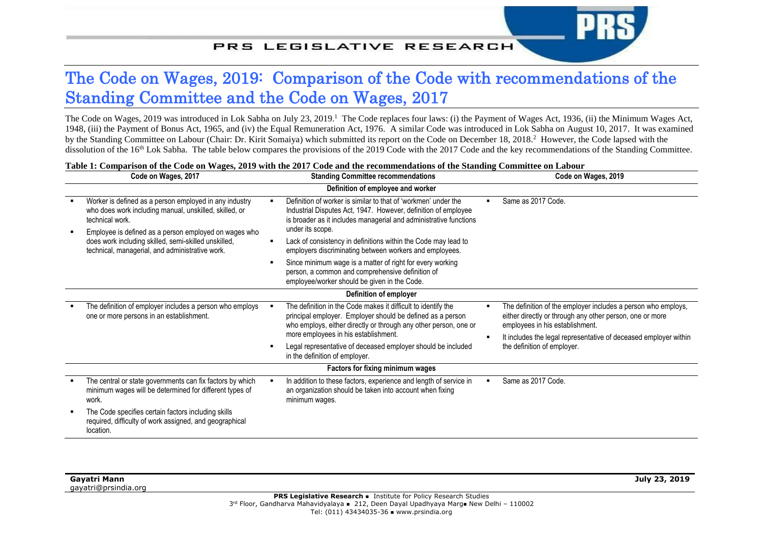# The Code on Wages, 2019: Comparison of the Code with recommendations of the Standing Committee and the Code on Wages, 2017

The Code on Wages, 2019 was introduced in Lok Sabha on July 23, 2019.[1] The Code replaces four laws: (i) the Payment of Wages Act, 1936, (ii) the Minimum Wages Act, 1948, (iii) the Payment of Bonus Act, 1965, and (iv) the Equal Remuneration Act, 1976. A similar Code was introduced in Lok Sabha on August 10, 2017. It was examined by the Standing Committee on Labour (Chair: Dr. Kirit Somaiya) which submitted its report on the Code on December 18, 2018.[2] However, the Code lapsed with the dissolution of the 16th Lok Sabha. The table below compares the provisions of the 2019 Code with the 2017 Code and the key recommendations of the Standing Committee.

**Table 1: Comparison of the Code on Wages, 2019 with the 2017 Code and the recommendations of the Standing Committee on Labour**

| Code on Wages, 2017 | Standing Committee recommendations | Code on Wages, 2019 |
|---|---|---|
| | **Definition of employee and worker** | |
| ▪ Worker is defined as a person employed in any industry who does work including manual, unskilled, skilled, or technical work.<br>▪ Employee is defined as a person employed on wages who does work including skilled, semi-skilled unskilled, technical, managerial, and administrative work. | ▪ Definition of worker is similar to that of 'workmen' under the Industrial Disputes Act, 1947. However, definition of employee is broader as it includes managerial and administrative functions under its scope.<br>▪ Lack of consistency in definitions within the Code may lead to employers discriminating between workers and employees.<br>▪ Since minimum wage is a matter of right for every working person, a common and comprehensive definition of employee/worker should be given in the Code. | ▪ Same as 2017 Code. |
| | **Definition of employer** | |
| ▪ The definition of employer includes a person who employs one or more persons in an establishment. | ▪ The definition in the Code makes it difficult to identify the principal employer. Employer should be defined as a person who employs, either directly or through any other person, one or more employees in his establishment.<br>▪ Legal representative of deceased employer should be included in the definition of employer. | ▪ The definition of the employer includes a person who employs, either directly or through any other person, one or more employees in his establishment.<br>▪ It includes the legal representative of deceased employer within the definition of employer. |
| | **Factors for fixing minimum wages** | |
| ▪ The central or state governments can fix factors by which minimum wages will be determined for different types of work.<br>▪ The Code specifies certain factors including skills required, difficulty of work assigned, and geographical location. | ▪ In addition to these factors, experience and length of service in an organization should be taken into account when fixing minimum wages. | ▪ Same as 2017 Code. |

Gayatri Mann
gayatri@prsindia.org

July 23, 2019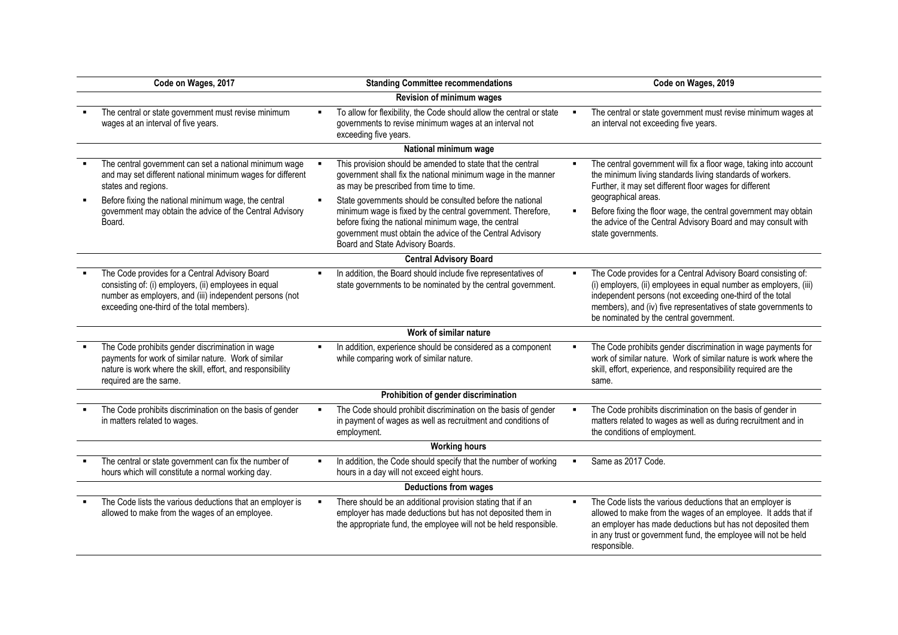| Code on Wages, 2017 | Standing Committee recommendations | Code on Wages, 2019 |
|---|---|---|
| **Revision of minimum wages** | | |
| The central or state government must revise minimum wages at an interval of five years. | To allow for flexibility, the Code should allow the central or state governments to revise minimum wages at an interval not exceeding five years. | The central or state government must revise minimum wages at an interval not exceeding five years. |
| **National minimum wage** | | |
| The central government can set a national minimum wage and may set different national minimum wages for different states and regions. | This provision should be amended to state that the central government shall fix the national minimum wage in the manner as may be prescribed from time to time. | The central government will fix a floor wage, taking into account the minimum living standards living standards of workers. Further, it may set different floor wages for different geographical areas. |
| Before fixing the national minimum wage, the central government may obtain the advice of the Central Advisory Board. | State governments should be consulted before the national minimum wage is fixed by the central government. Therefore, before fixing the national minimum wage, the central government must obtain the advice of the Central Advisory Board and State Advisory Boards. | Before fixing the floor wage, the central government may obtain the advice of the Central Advisory Board and may consult with state governments. |
| **Central Advisory Board** | | |
| The Code provides for a Central Advisory Board consisting of: (i) employers, (ii) employees in equal number as employers, and (iii) independent persons (not exceeding one-third of the total members). | In addition, the Board should include five representatives of state governments to be nominated by the central government. | The Code provides for a Central Advisory Board consisting of: (i) employers, (ii) employees in equal number as employers, (iii) independent persons (not exceeding one-third of the total members), and (iv) five representatives of state governments to be nominated by the central government. |
| **Work of similar nature** | | |
| The Code prohibits gender discrimination in wage payments for work of similar nature. Work of similar nature is work where the skill, effort, and responsibility required are the same. | In addition, experience should be considered as a component while comparing work of similar nature. | The Code prohibits gender discrimination in wage payments for work of similar nature. Work of similar nature is work where the skill, effort, experience, and responsibility required are the same. |
| **Prohibition of gender discrimination** | | |
| The Code prohibits discrimination on the basis of gender in matters related to wages. | The Code should prohibit discrimination on the basis of gender in payment of wages as well as recruitment and conditions of employment. | The Code prohibits discrimination on the basis of gender in matters related to wages as well as during recruitment and in the conditions of employment. |
| **Working hours** | | |
| The central or state government can fix the number of hours which will constitute a normal working day. | In addition, the Code should specify that the number of working hours in a day will not exceed eight hours. | Same as 2017 Code. |
| **Deductions from wages** | | |
| The Code lists the various deductions that an employer is allowed to make from the wages of an employee. | There should be an additional provision stating that if an employer has made deductions but has not deposited them in the appropriate fund, the employee will not be held responsible. | The Code lists the various deductions that an employer is allowed to make from the wages of an employee. It adds that if an employer has made deductions but has not deposited them in any trust or government fund, the employee will not be held responsible. |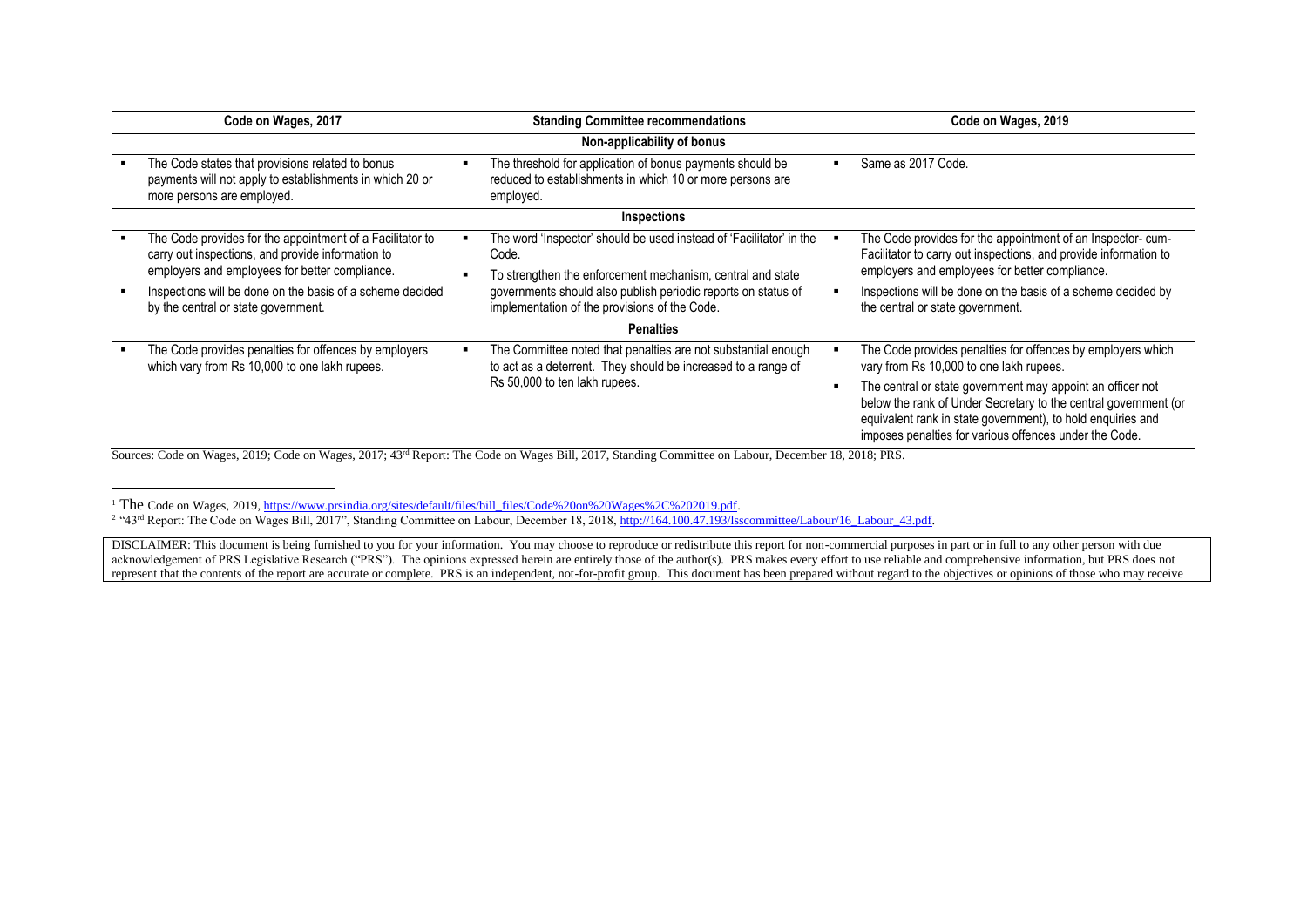| Code on Wages, 2017 | Standing Committee recommendations | Code on Wages, 2019 |
| --- | --- | --- |
| **Non-applicability of bonus** | | |
| ▪ The Code states that provisions related to bonus payments will not apply to establishments in which 20 or more persons are employed. | ▪ The threshold for application of bonus payments should be reduced to establishments in which 10 or more persons are employed. | ▪ Same as 2017 Code. |
| **Inspections** | | |
| ▪ The Code provides for the appointment of a Facilitator to carry out inspections, and provide information to employers and employees for better compliance. <br> ▪ Inspections will be done on the basis of a scheme decided by the central or state government. | ▪ The word 'Inspector' should be used instead of 'Facilitator' in the Code. <br> ▪ To strengthen the enforcement mechanism, central and state governments should also publish periodic reports on status of implementation of the provisions of the Code. | ▪ The Code provides for the appointment of an Inspector- cum-Facilitator to carry out inspections, and provide information to employers and employees for better compliance. <br> ▪ Inspections will be done on the basis of a scheme decided by the central or state government. |
| **Penalties** | | |
| ▪ The Code provides penalties for offences by employers which vary from Rs 10,000 to one lakh rupees. | ▪ The Committee noted that penalties are not substantial enough to act as a deterrent. They should be increased to a range of Rs 50,000 to ten lakh rupees. | ▪ The Code provides penalties for offences by employers which vary from Rs 10,000 to one lakh rupees. <br> ▪ The central or state government may appoint an officer not below the rank of Under Secretary to the central government (or equivalent rank in state government), to hold enquiries and imposes penalties for various offences under the Code. |

Sources: Code on Wages, 2019; Code on Wages, 2017; 43rd Report: The Code on Wages Bill, 2017, Standing Committee on Labour, December 18, 2018; PRS.

[1] The Code on Wages, 2019, https://www.prsindia.org/sites/default/files/bill_files/Code%20on%20Wages%2C%202019.pdf.

[2] "43rd Report: The Code on Wages Bill, 2017", Standing Committee on Labour, December 18, 2018, http://164.100.47.193/lsscommittee/Labour/16_Labour_43.pdf.

DISCLAIMER: This document is being furnished to you for your information. You may choose to reproduce or redistribute this report for non-commercial purposes in part or in full to any other person with due acknowledgement of PRS Legislative Research ("PRS"). The opinions expressed herein are entirely those of the author(s). PRS makes every effort to use reliable and comprehensive information, but PRS does not represent that the contents of the report are accurate or complete. PRS is an independent, not-for-profit group. This document has been prepared without regard to the objectives or opinions of those who may receive